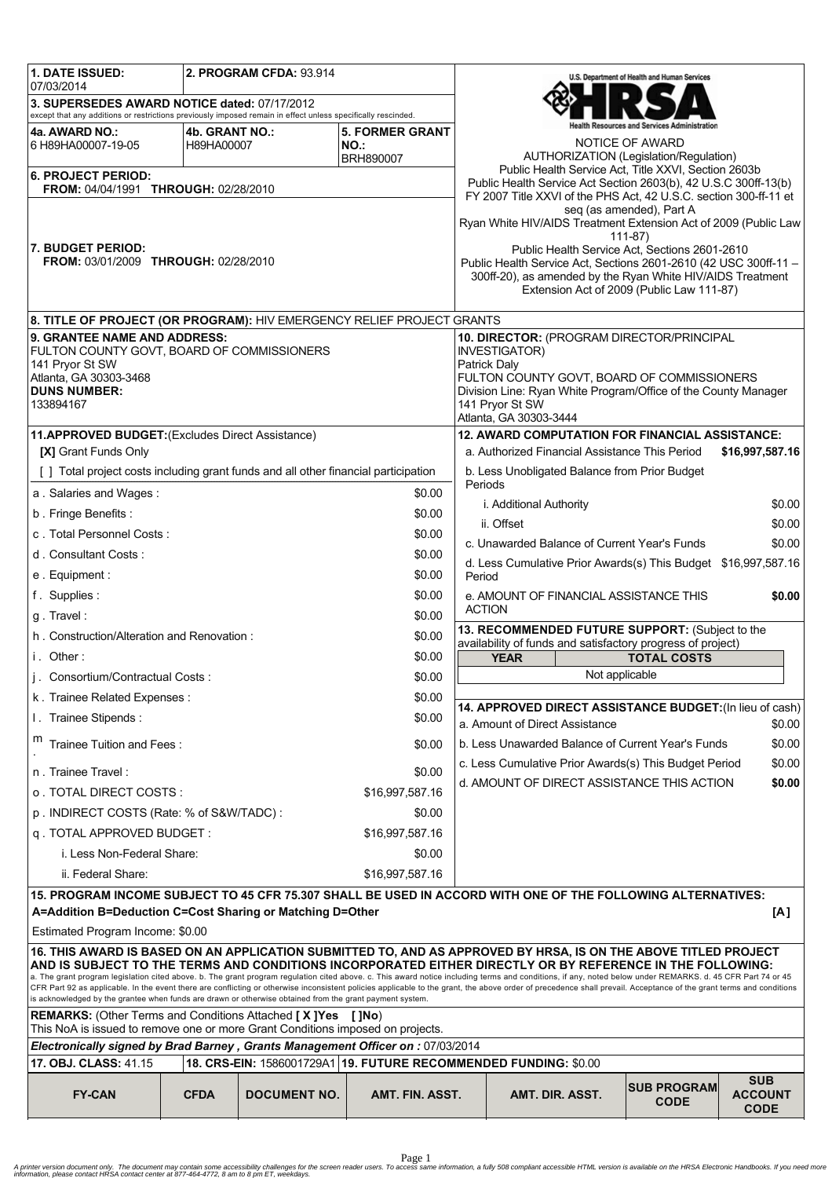| | | |
|---|---|---|
| **1. DATE ISSUED:** 07/03/2014 | **2. PROGRAM CFDA:** 93.914 | |
| **3. SUPERSEDES AWARD NOTICE dated:** 07/17/2012 except that any additions or restrictions previously imposed remain in effect unless specifically rescinded. | | |
| **4a. AWARD NO.:** 6 H89HA00007-19-05 | **4b. GRANT NO.:** H89HA00007 | **5. FORMER GRANT NO.:** BRH890007 |
| **6. PROJECT PERIOD:** **FROM:** 04/04/1991 **THROUGH:** 02/28/2010 | | |
| **7. BUDGET PERIOD:** **FROM:** 03/01/2009 **THROUGH:** 02/28/2010 | | |

U.S. Department of Health and Human Services
HRSA
Health Resources and Services Administration

NOTICE OF AWARD
AUTHORIZATION (Legislation/Regulation)
Public Health Service Act, Title XXVI, Section 2603b
Public Health Service Act Section 2603(b), 42 U.S.C 300ff-13(b)
FY 2007 Title XXVI of the PHS Act, 42 U.S.C. section 300-ff-11 et seq (as amended), Part A
Ryan White HIV/AIDS Treatment Extension Act of 2009 (Public Law 111-87)
Public Health Service Act, Sections 2601-2610
Public Health Service Act, Sections 2601-2610 (42 USC 300ff-11 – 300ff-20), as amended by the Ryan White HIV/AIDS Treatment Extension Act of 2009 (Public Law 111-87)

**8. TITLE OF PROJECT (OR PROGRAM):** HIV EMERGENCY RELIEF PROJECT GRANTS

**9. GRANTEE NAME AND ADDRESS:**
FULTON COUNTY GOVT, BOARD OF COMMISSIONERS
141 Pryor St SW
Atlanta, GA 30303-3468
**DUNS NUMBER:**
133894167

**10. DIRECTOR:** (PROGRAM DIRECTOR/PRINCIPAL INVESTIGATOR)
Patrick Daly
FULTON COUNTY GOVT, BOARD OF COMMISSIONERS
Division Line: Ryan White Program/Office of the County Manager
141 Pryor St SW
Atlanta, GA 30303-3444

**11.APPROVED BUDGET:**(Excludes Direct Assistance)

**[X]** Grant Funds Only

[ ] Total project costs including grant funds and all other financial participation

| Item | Amount |
|---|---|
| a . Salaries and Wages : | $0.00 |
| b . Fringe Benefits : | $0.00 |
| c . Total Personnel Costs : | $0.00 |
| d . Consultant Costs : | $0.00 |
| e . Equipment : | $0.00 |
| f . Supplies : | $0.00 |
| g . Travel : | $0.00 |
| h . Construction/Alteration and Renovation : | $0.00 |
| i . Other : | $0.00 |
| j . Consortium/Contractual Costs : | $0.00 |
| k . Trainee Related Expenses : | $0.00 |
| l . Trainee Stipends : | $0.00 |
| m . Trainee Tuition and Fees : | $0.00 |
| n . Trainee Travel : | $0.00 |
| o . TOTAL DIRECT COSTS : | $16,997,587.16 |
| p . INDIRECT COSTS (Rate: % of S&W/TADC) : | $0.00 |
| q . TOTAL APPROVED BUDGET : | $16,997,587.16 |
| i. Less Non-Federal Share: | $0.00 |
| ii. Federal Share: | $16,997,587.16 |

**12. AWARD COMPUTATION FOR FINANCIAL ASSISTANCE:**

| Item | Amount |
|---|---|
| a. Authorized Financial Assistance This Period | **$16,997,587.16** |
| b. Less Unobligated Balance from Prior Budget Periods | |
| i. Additional Authority | $0.00 |
| ii. Offset | $0.00 |
| c. Unawarded Balance of Current Year's Funds | $0.00 |
| d. Less Cumulative Prior Awards(s) This Budget Period | $16,997,587.16 |
| e. AMOUNT OF FINANCIAL ASSISTANCE THIS ACTION | **$0.00** |

**13. RECOMMENDED FUTURE SUPPORT:** (Subject to the availability of funds and satisfactory progress of project)

| YEAR | TOTAL COSTS |
|---|---|
| Not applicable | |

**14. APPROVED DIRECT ASSISTANCE BUDGET:**(In lieu of cash)

| Item | Amount |
|---|---|
| a. Amount of Direct Assistance | $0.00 |
| b. Less Unawarded Balance of Current Year's Funds | $0.00 |
| c. Less Cumulative Prior Awards(s) This Budget Period | $0.00 |
| d. AMOUNT OF DIRECT ASSISTANCE THIS ACTION | **$0.00** |

**15. PROGRAM INCOME SUBJECT TO 45 CFR 75.307 SHALL BE USED IN ACCORD WITH ONE OF THE FOLLOWING ALTERNATIVES:**
**A=Addition B=Deduction C=Cost Sharing or Matching D=Other** **[A]**

Estimated Program Income: $0.00

**16. THIS AWARD IS BASED ON AN APPLICATION SUBMITTED TO, AND AS APPROVED BY HRSA, IS ON THE ABOVE TITLED PROJECT AND IS SUBJECT TO THE TERMS AND CONDITIONS INCORPORATED EITHER DIRECTLY OR BY REFERENCE IN THE FOLLOWING:**
a. The grant program legislation cited above. b. The grant program regulation cited above. c. This award notice including terms and conditions, if any, noted below under REMARKS. d. 45 CFR Part 74 or 45 CFR Part 92 as applicable. In the event there are conflicting or otherwise inconsistent policies applicable to the grant, the above order of precedence shall prevail. Acceptance of the grant terms and conditions is acknowledged by the grantee when funds are drawn or otherwise obtained from the grant payment system.

**REMARKS:** (Other Terms and Conditions Attached **[ X ]Yes [ ]No**)
This NoA is issued to remove one or more Grant Conditions imposed on projects.

***Electronically signed by Brad Barney , Grants Management Officer on :*** 07/03/2014

**17. OBJ. CLASS:** 41.15 | **18. CRS-EIN:** 1586001729A1 | **19. FUTURE RECOMMENDED FUNDING:** $0.00

| FY-CAN | CFDA | DOCUMENT NO. | AMT. FIN. ASST. | AMT. DIR. ASST. | SUB PROGRAM CODE | SUB ACCOUNT CODE |
|---|---|---|---|---|---|---|

A printer version document only. The document may contain some accessibility challenges for the screen reader users. To access same information, a fully 508 compliant accessible HTML version is available on the HRSA Electronic Handbooks. If you need more information, please contact HRSA contact center at 877-464-4772, 8 am to 8 pm ET, weekdays.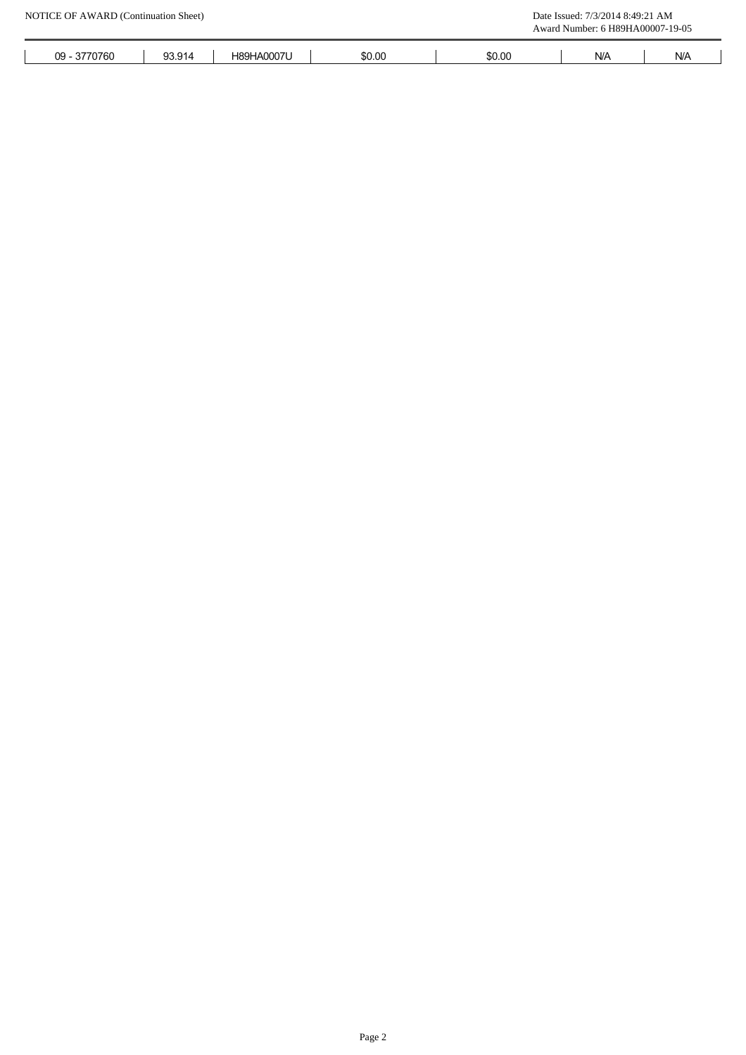| 09 - 3770760 | 93.914 | H89HA0007U | $0.00 | $0.00 | N/A | N/A |
|---|---|---|---|---|---|---|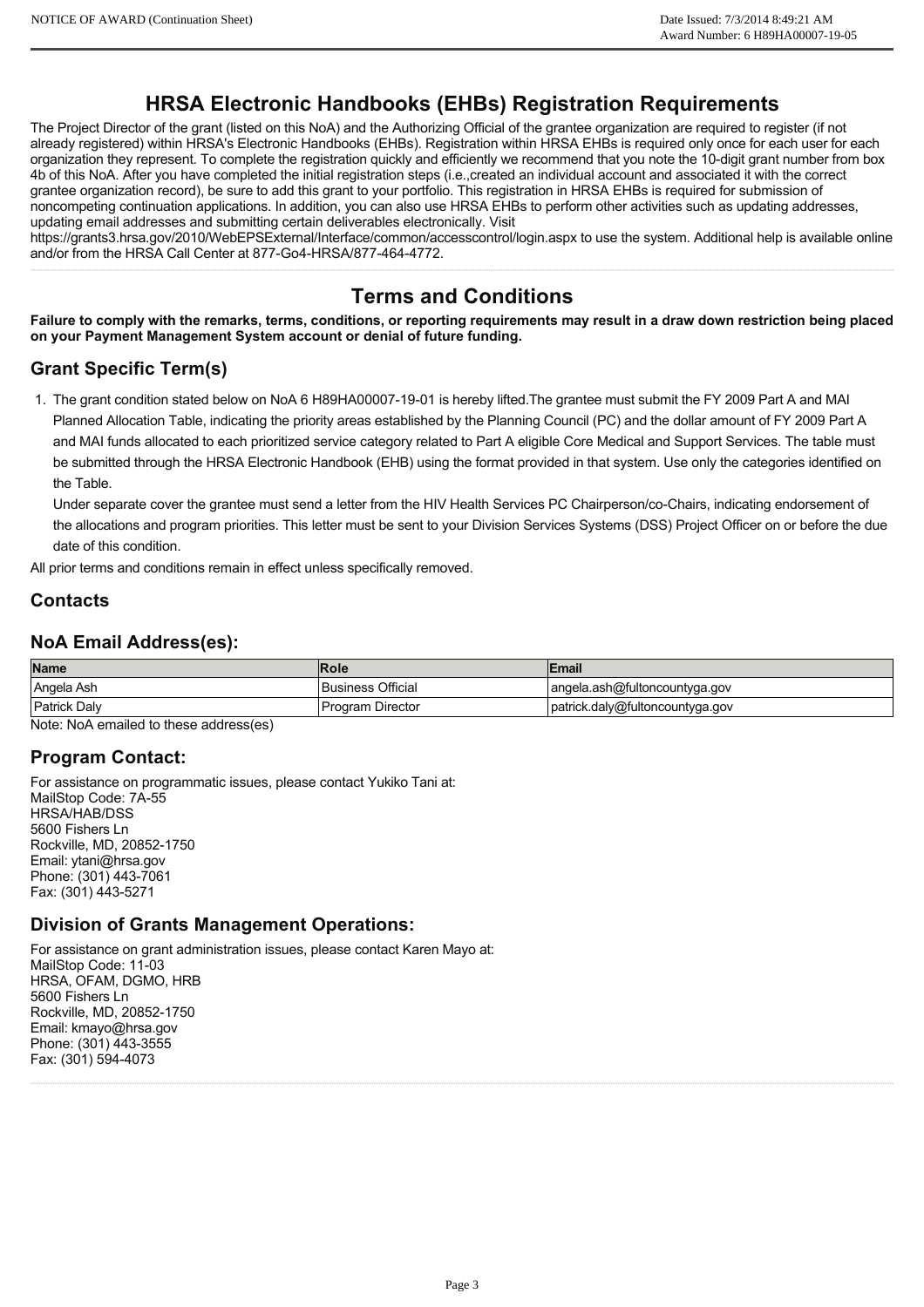## HRSA Electronic Handbooks (EHBs) Registration Requirements

The Project Director of the grant (listed on this NoA) and the Authorizing Official of the grantee organization are required to register (if not already registered) within HRSA's Electronic Handbooks (EHBs). Registration within HRSA EHBs is required only once for each user for each organization they represent. To complete the registration quickly and efficiently we recommend that you note the 10-digit grant number from box 4b of this NoA. After you have completed the initial registration steps (i.e.,created an individual account and associated it with the correct grantee organization record), be sure to add this grant to your portfolio. This registration in HRSA EHBs is required for submission of noncompeting continuation applications. In addition, you can also use HRSA EHBs to perform other activities such as updating addresses, updating email addresses and submitting certain deliverables electronically. Visit https://grants3.hrsa.gov/2010/WebEPSExternal/Interface/common/accesscontrol/login.aspx to use the system. Additional help is available online and/or from the HRSA Call Center at 877-Go4-HRSA/877-464-4772.

## Terms and Conditions

**Failure to comply with the remarks, terms, conditions, or reporting requirements may result in a draw down restriction being placed on your Payment Management System account or denial of future funding.**

### Grant Specific Term(s)

1. The grant condition stated below on NoA 6 H89HA00007-19-01 is hereby lifted.The grantee must submit the FY 2009 Part A and MAI Planned Allocation Table, indicating the priority areas established by the Planning Council (PC) and the dollar amount of FY 2009 Part A and MAI funds allocated to each prioritized service category related to Part A eligible Core Medical and Support Services. The table must be submitted through the HRSA Electronic Handbook (EHB) using the format provided in that system. Use only the categories identified on the Table.

   Under separate cover the grantee must send a letter from the HIV Health Services PC Chairperson/co-Chairs, indicating endorsement of the allocations and program priorities. This letter must be sent to your Division Services Systems (DSS) Project Officer on or before the due date of this condition.

All prior terms and conditions remain in effect unless specifically removed.

### Contacts

### NoA Email Address(es):

| Name | Role | Email |
|---|---|---|
| Angela Ash | Business Official | angela.ash@fultoncountyga.gov |
| Patrick Daly | Program Director | patrick.daly@fultoncountyga.gov |

Note: NoA emailed to these address(es)

### Program Contact:

For assistance on programmatic issues, please contact Yukiko Tani at:
MailStop Code: 7A-55
HRSA/HAB/DSS
5600 Fishers Ln
Rockville, MD, 20852-1750
Email: ytani@hrsa.gov
Phone: (301) 443-7061
Fax: (301) 443-5271

### Division of Grants Management Operations:

For assistance on grant administration issues, please contact Karen Mayo at:
MailStop Code: 11-03
HRSA, OFAM, DGMO, HRB
5600 Fishers Ln
Rockville, MD, 20852-1750
Email: kmayo@hrsa.gov
Phone: (301) 443-3555
Fax: (301) 594-4073